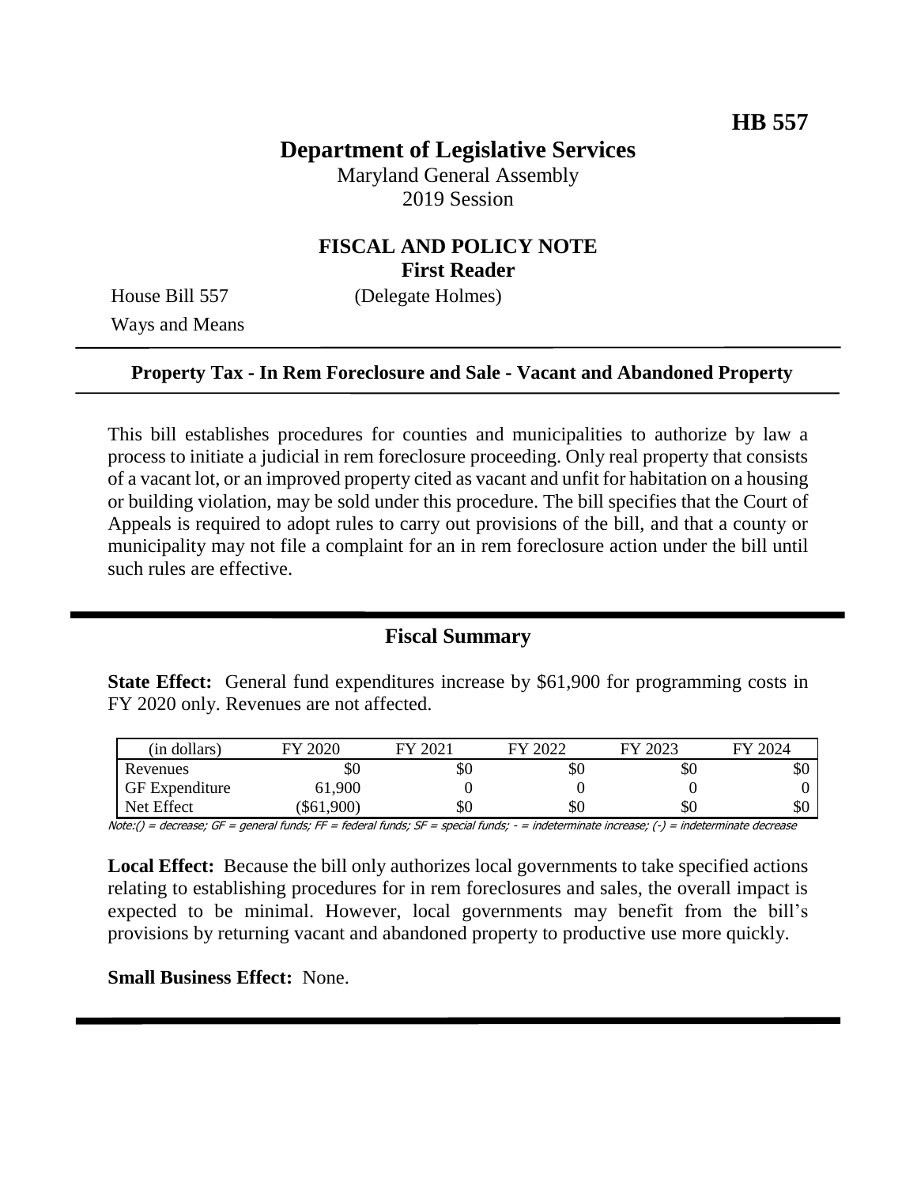**HB 557**

# Department of Legislative Services

Maryland General Assembly
2019 Session

## FISCAL AND POLICY NOTE
**First Reader**

House Bill 557 (Delegate Holmes)
Ways and Means

**Property Tax - In Rem Foreclosure and Sale - Vacant and Abandoned Property**

This bill establishes procedures for counties and municipalities to authorize by law a process to initiate a judicial in rem foreclosure proceeding. Only real property that consists of a vacant lot, or an improved property cited as vacant and unfit for habitation on a housing or building violation, may be sold under this procedure. The bill specifies that the Court of Appeals is required to adopt rules to carry out provisions of the bill, and that a county or municipality may not file a complaint for an in rem foreclosure action under the bill until such rules are effective.

## Fiscal Summary

**State Effect:** General fund expenditures increase by $61,900 for programming costs in FY 2020 only. Revenues are not affected.

| (in dollars) | FY 2020 | FY 2021 | FY 2022 | FY 2023 | FY 2024 |
|---|---|---|---|---|---|
| Revenues | $0 | $0 | $0 | $0 | $0 |
| GF Expenditure | 61,900 | 0 | 0 | 0 | 0 |
| Net Effect | ($61,900) | $0 | $0 | $0 | $0 |

*Note:() = decrease; GF = general funds; FF = federal funds; SF = special funds; - = indeterminate increase; (-) = indeterminate decrease*

**Local Effect:** Because the bill only authorizes local governments to take specified actions relating to establishing procedures for in rem foreclosures and sales, the overall impact is expected to be minimal. However, local governments may benefit from the bill's provisions by returning vacant and abandoned property to productive use more quickly.

**Small Business Effect:** None.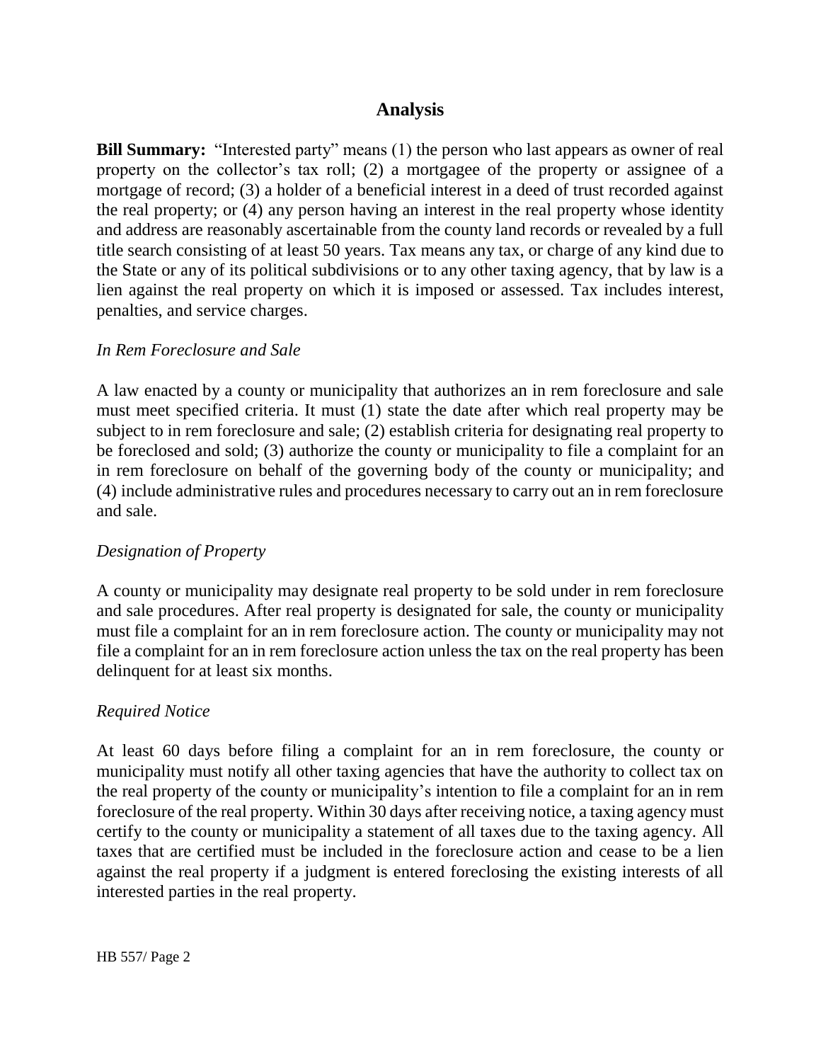# Analysis

**Bill Summary:** "Interested party" means (1) the person who last appears as owner of real property on the collector's tax roll; (2) a mortgagee of the property or assignee of a mortgage of record; (3) a holder of a beneficial interest in a deed of trust recorded against the real property; or (4) any person having an interest in the real property whose identity and address are reasonably ascertainable from the county land records or revealed by a full title search consisting of at least 50 years. Tax means any tax, or charge of any kind due to the State or any of its political subdivisions or to any other taxing agency, that by law is a lien against the real property on which it is imposed or assessed. Tax includes interest, penalties, and service charges.

*In Rem Foreclosure and Sale*

A law enacted by a county or municipality that authorizes an in rem foreclosure and sale must meet specified criteria. It must (1) state the date after which real property may be subject to in rem foreclosure and sale; (2) establish criteria for designating real property to be foreclosed and sold; (3) authorize the county or municipality to file a complaint for an in rem foreclosure on behalf of the governing body of the county or municipality; and (4) include administrative rules and procedures necessary to carry out an in rem foreclosure and sale.

*Designation of Property*

A county or municipality may designate real property to be sold under in rem foreclosure and sale procedures. After real property is designated for sale, the county or municipality must file a complaint for an in rem foreclosure action. The county or municipality may not file a complaint for an in rem foreclosure action unless the tax on the real property has been delinquent for at least six months.

*Required Notice*

At least 60 days before filing a complaint for an in rem foreclosure, the county or municipality must notify all other taxing agencies that have the authority to collect tax on the real property of the county or municipality's intention to file a complaint for an in rem foreclosure of the real property. Within 30 days after receiving notice, a taxing agency must certify to the county or municipality a statement of all taxes due to the taxing agency. All taxes that are certified must be included in the foreclosure action and cease to be a lien against the real property if a judgment is entered foreclosing the existing interests of all interested parties in the real property.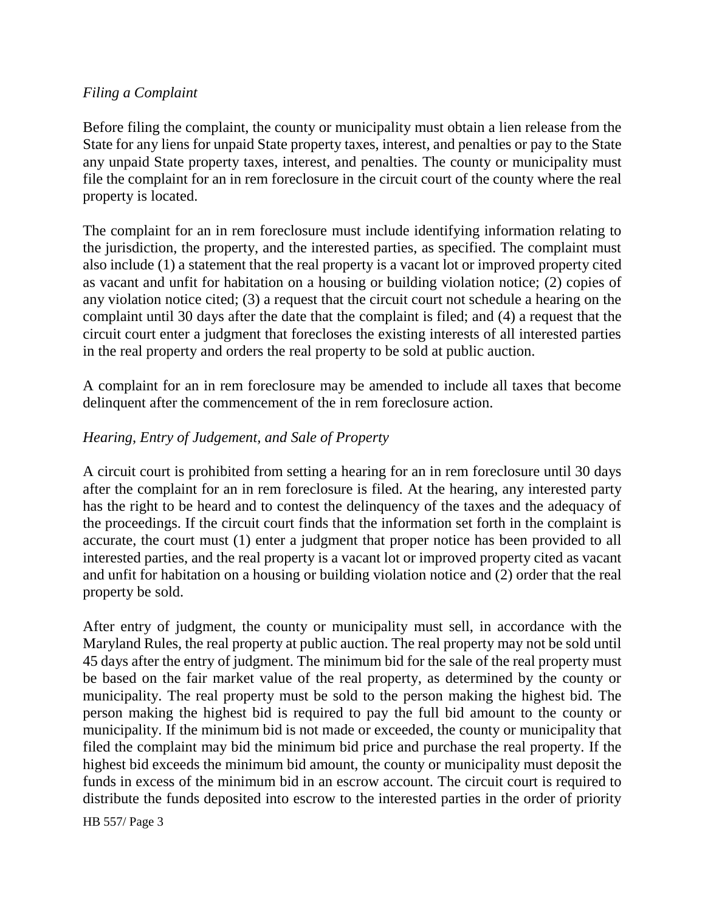*Filing a Complaint*

Before filing the complaint, the county or municipality must obtain a lien release from the State for any liens for unpaid State property taxes, interest, and penalties or pay to the State any unpaid State property taxes, interest, and penalties. The county or municipality must file the complaint for an in rem foreclosure in the circuit court of the county where the real property is located.

The complaint for an in rem foreclosure must include identifying information relating to the jurisdiction, the property, and the interested parties, as specified. The complaint must also include (1) a statement that the real property is a vacant lot or improved property cited as vacant and unfit for habitation on a housing or building violation notice; (2) copies of any violation notice cited; (3) a request that the circuit court not schedule a hearing on the complaint until 30 days after the date that the complaint is filed; and (4) a request that the circuit court enter a judgment that forecloses the existing interests of all interested parties in the real property and orders the real property to be sold at public auction.

A complaint for an in rem foreclosure may be amended to include all taxes that become delinquent after the commencement of the in rem foreclosure action.

*Hearing, Entry of Judgement, and Sale of Property*

A circuit court is prohibited from setting a hearing for an in rem foreclosure until 30 days after the complaint for an in rem foreclosure is filed. At the hearing, any interested party has the right to be heard and to contest the delinquency of the taxes and the adequacy of the proceedings. If the circuit court finds that the information set forth in the complaint is accurate, the court must (1) enter a judgment that proper notice has been provided to all interested parties, and the real property is a vacant lot or improved property cited as vacant and unfit for habitation on a housing or building violation notice and (2) order that the real property be sold.

After entry of judgment, the county or municipality must sell, in accordance with the Maryland Rules, the real property at public auction. The real property may not be sold until 45 days after the entry of judgment. The minimum bid for the sale of the real property must be based on the fair market value of the real property, as determined by the county or municipality. The real property must be sold to the person making the highest bid. The person making the highest bid is required to pay the full bid amount to the county or municipality. If the minimum bid is not made or exceeded, the county or municipality that filed the complaint may bid the minimum bid price and purchase the real property. If the highest bid exceeds the minimum bid amount, the county or municipality must deposit the funds in excess of the minimum bid in an escrow account. The circuit court is required to distribute the funds deposited into escrow to the interested parties in the order of priority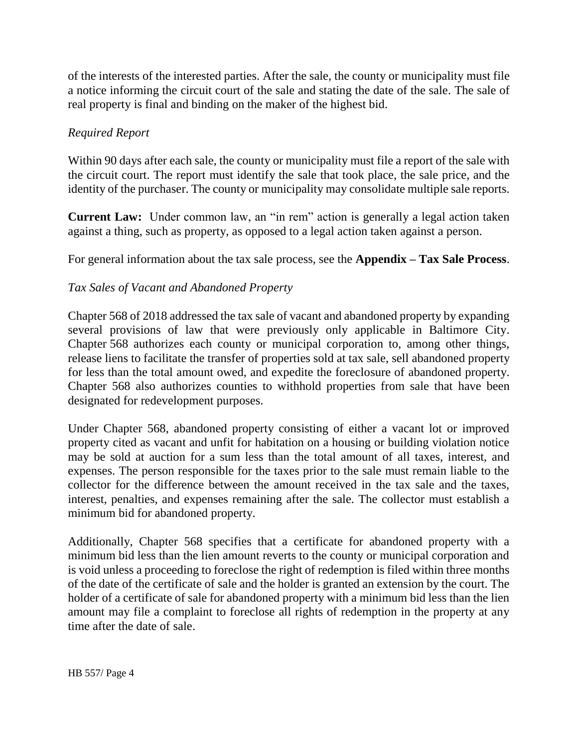of the interests of the interested parties. After the sale, the county or municipality must file a notice informing the circuit court of the sale and stating the date of the sale. The sale of real property is final and binding on the maker of the highest bid.

*Required Report*

Within 90 days after each sale, the county or municipality must file a report of the sale with the circuit court. The report must identify the sale that took place, the sale price, and the identity of the purchaser. The county or municipality may consolidate multiple sale reports.

**Current Law:** Under common law, an "in rem" action is generally a legal action taken against a thing, such as property, as opposed to a legal action taken against a person.

For general information about the tax sale process, see the **Appendix – Tax Sale Process**.

*Tax Sales of Vacant and Abandoned Property*

Chapter 568 of 2018 addressed the tax sale of vacant and abandoned property by expanding several provisions of law that were previously only applicable in Baltimore City. Chapter 568 authorizes each county or municipal corporation to, among other things, release liens to facilitate the transfer of properties sold at tax sale, sell abandoned property for less than the total amount owed, and expedite the foreclosure of abandoned property. Chapter 568 also authorizes counties to withhold properties from sale that have been designated for redevelopment purposes.

Under Chapter 568, abandoned property consisting of either a vacant lot or improved property cited as vacant and unfit for habitation on a housing or building violation notice may be sold at auction for a sum less than the total amount of all taxes, interest, and expenses. The person responsible for the taxes prior to the sale must remain liable to the collector for the difference between the amount received in the tax sale and the taxes, interest, penalties, and expenses remaining after the sale. The collector must establish a minimum bid for abandoned property.

Additionally, Chapter 568 specifies that a certificate for abandoned property with a minimum bid less than the lien amount reverts to the county or municipal corporation and is void unless a proceeding to foreclose the right of redemption is filed within three months of the date of the certificate of sale and the holder is granted an extension by the court. The holder of a certificate of sale for abandoned property with a minimum bid less than the lien amount may file a complaint to foreclose all rights of redemption in the property at any time after the date of sale.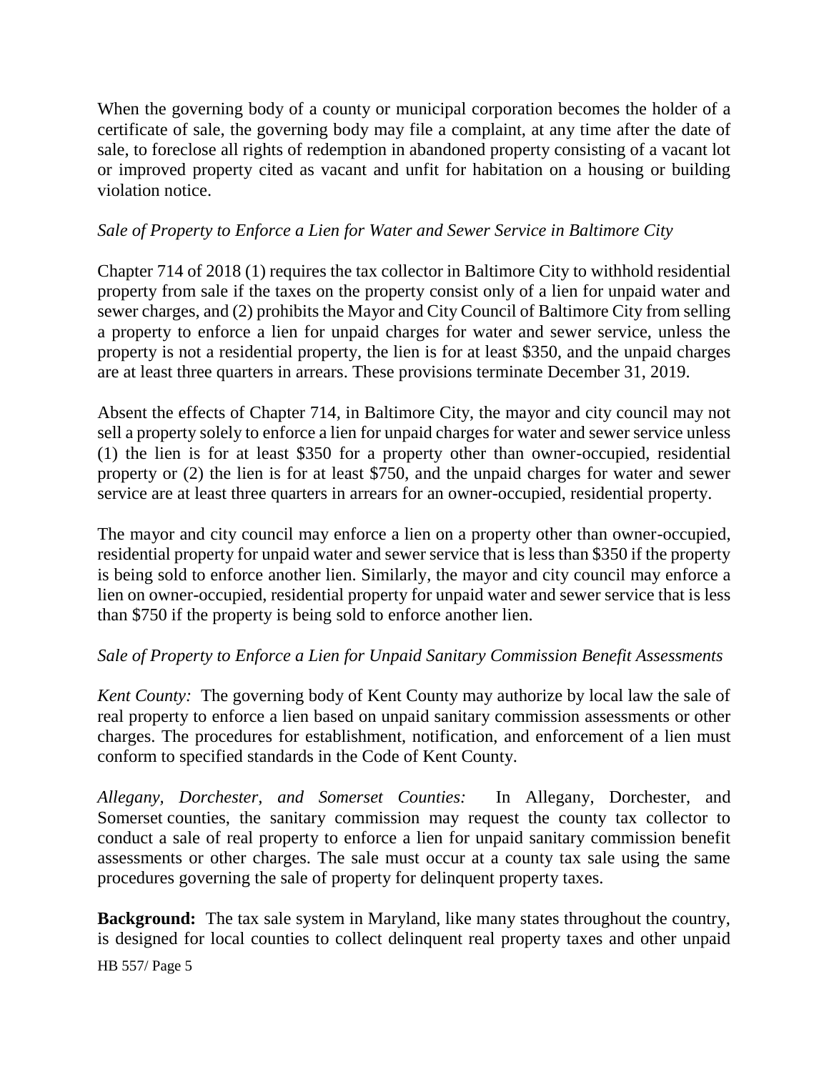When the governing body of a county or municipal corporation becomes the holder of a certificate of sale, the governing body may file a complaint, at any time after the date of sale, to foreclose all rights of redemption in abandoned property consisting of a vacant lot or improved property cited as vacant and unfit for habitation on a housing or building violation notice.

*Sale of Property to Enforce a Lien for Water and Sewer Service in Baltimore City*

Chapter 714 of 2018 (1) requires the tax collector in Baltimore City to withhold residential property from sale if the taxes on the property consist only of a lien for unpaid water and sewer charges, and (2) prohibits the Mayor and City Council of Baltimore City from selling a property to enforce a lien for unpaid charges for water and sewer service, unless the property is not a residential property, the lien is for at least $350, and the unpaid charges are at least three quarters in arrears. These provisions terminate December 31, 2019.

Absent the effects of Chapter 714, in Baltimore City, the mayor and city council may not sell a property solely to enforce a lien for unpaid charges for water and sewer service unless (1) the lien is for at least $350 for a property other than owner-occupied, residential property or (2) the lien is for at least $750, and the unpaid charges for water and sewer service are at least three quarters in arrears for an owner-occupied, residential property.

The mayor and city council may enforce a lien on a property other than owner-occupied, residential property for unpaid water and sewer service that is less than $350 if the property is being sold to enforce another lien. Similarly, the mayor and city council may enforce a lien on owner-occupied, residential property for unpaid water and sewer service that is less than $750 if the property is being sold to enforce another lien.

*Sale of Property to Enforce a Lien for Unpaid Sanitary Commission Benefit Assessments*

*Kent County:* The governing body of Kent County may authorize by local law the sale of real property to enforce a lien based on unpaid sanitary commission assessments or other charges. The procedures for establishment, notification, and enforcement of a lien must conform to specified standards in the Code of Kent County.

*Allegany, Dorchester, and Somerset Counties:* In Allegany, Dorchester, and Somerset counties, the sanitary commission may request the county tax collector to conduct a sale of real property to enforce a lien for unpaid sanitary commission benefit assessments or other charges. The sale must occur at a county tax sale using the same procedures governing the sale of property for delinquent property taxes.

**Background:** The tax sale system in Maryland, like many states throughout the country, is designed for local counties to collect delinquent real property taxes and other unpaid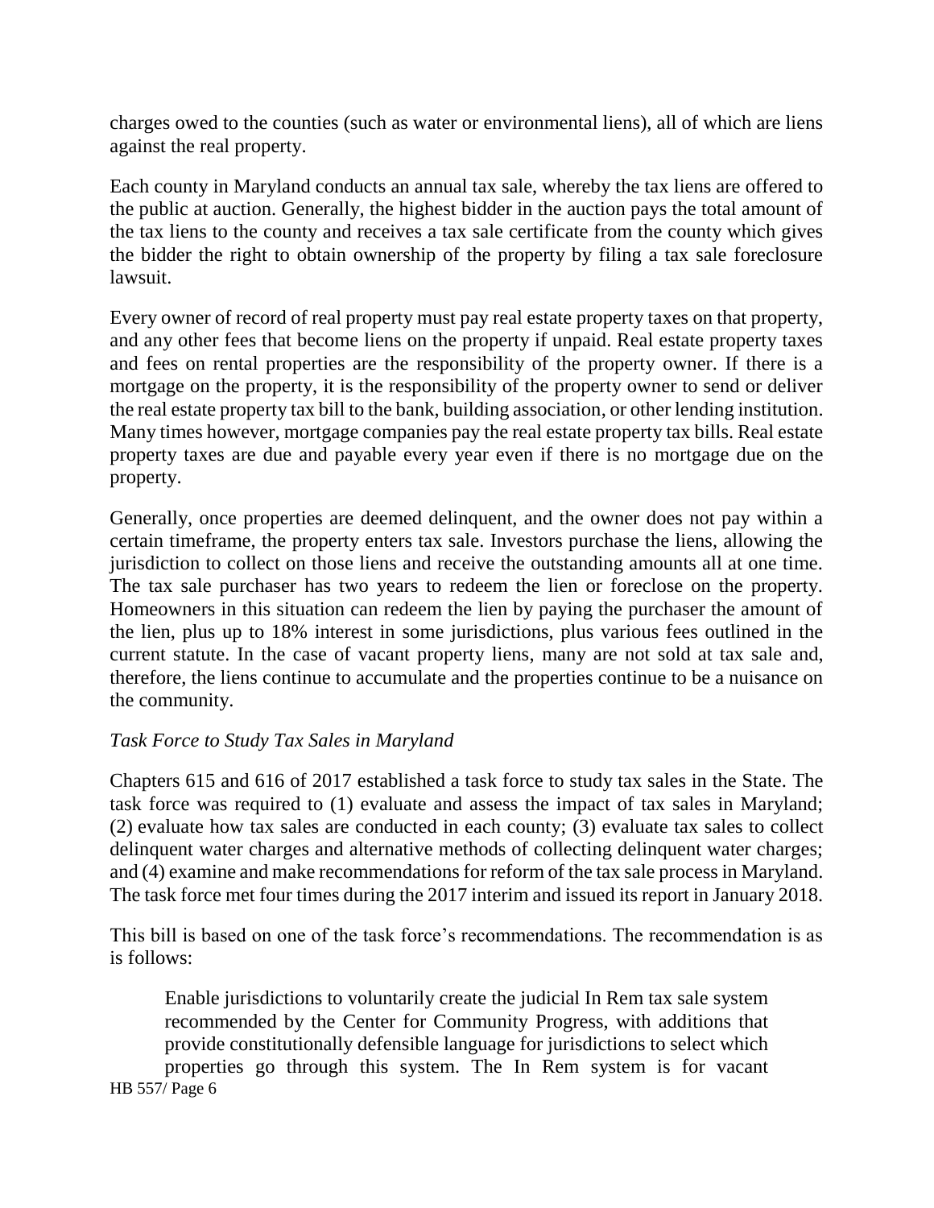charges owed to the counties (such as water or environmental liens), all of which are liens against the real property.

Each county in Maryland conducts an annual tax sale, whereby the tax liens are offered to the public at auction. Generally, the highest bidder in the auction pays the total amount of the tax liens to the county and receives a tax sale certificate from the county which gives the bidder the right to obtain ownership of the property by filing a tax sale foreclosure lawsuit.

Every owner of record of real property must pay real estate property taxes on that property, and any other fees that become liens on the property if unpaid. Real estate property taxes and fees on rental properties are the responsibility of the property owner. If there is a mortgage on the property, it is the responsibility of the property owner to send or deliver the real estate property tax bill to the bank, building association, or other lending institution. Many times however, mortgage companies pay the real estate property tax bills. Real estate property taxes are due and payable every year even if there is no mortgage due on the property.

Generally, once properties are deemed delinquent, and the owner does not pay within a certain timeframe, the property enters tax sale. Investors purchase the liens, allowing the jurisdiction to collect on those liens and receive the outstanding amounts all at one time. The tax sale purchaser has two years to redeem the lien or foreclose on the property. Homeowners in this situation can redeem the lien by paying the purchaser the amount of the lien, plus up to 18% interest in some jurisdictions, plus various fees outlined in the current statute. In the case of vacant property liens, many are not sold at tax sale and, therefore, the liens continue to accumulate and the properties continue to be a nuisance on the community.

*Task Force to Study Tax Sales in Maryland*

Chapters 615 and 616 of 2017 established a task force to study tax sales in the State. The task force was required to (1) evaluate and assess the impact of tax sales in Maryland; (2) evaluate how tax sales are conducted in each county; (3) evaluate tax sales to collect delinquent water charges and alternative methods of collecting delinquent water charges; and (4) examine and make recommendations for reform of the tax sale process in Maryland. The task force met four times during the 2017 interim and issued its report in January 2018.

This bill is based on one of the task force's recommendations. The recommendation is as is follows:

> Enable jurisdictions to voluntarily create the judicial In Rem tax sale system recommended by the Center for Community Progress, with additions that provide constitutionally defensible language for jurisdictions to select which properties go through this system. The In Rem system is for vacant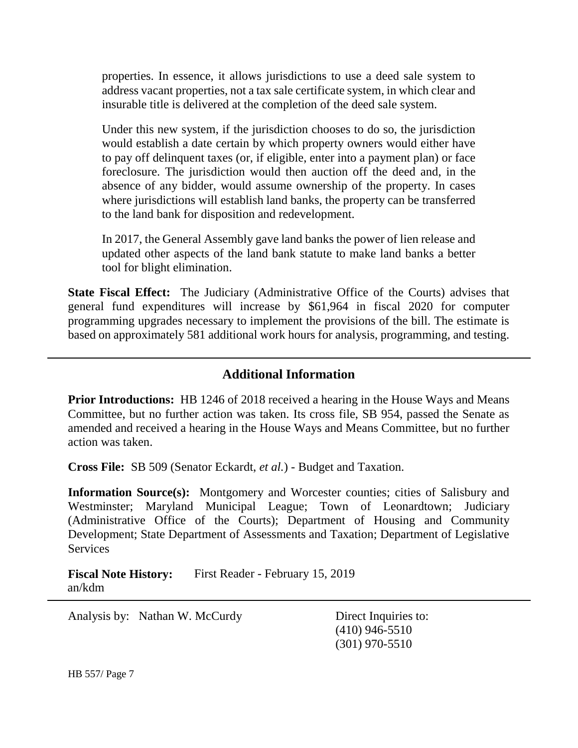properties. In essence, it allows jurisdictions to use a deed sale system to address vacant properties, not a tax sale certificate system, in which clear and insurable title is delivered at the completion of the deed sale system.

Under this new system, if the jurisdiction chooses to do so, the jurisdiction would establish a date certain by which property owners would either have to pay off delinquent taxes (or, if eligible, enter into a payment plan) or face foreclosure. The jurisdiction would then auction off the deed and, in the absence of any bidder, would assume ownership of the property. In cases where jurisdictions will establish land banks, the property can be transferred to the land bank for disposition and redevelopment.

In 2017, the General Assembly gave land banks the power of lien release and updated other aspects of the land bank statute to make land banks a better tool for blight elimination.

**State Fiscal Effect:** The Judiciary (Administrative Office of the Courts) advises that general fund expenditures will increase by $61,964 in fiscal 2020 for computer programming upgrades necessary to implement the provisions of the bill. The estimate is based on approximately 581 additional work hours for analysis, programming, and testing.

## Additional Information

**Prior Introductions:** HB 1246 of 2018 received a hearing in the House Ways and Means Committee, but no further action was taken. Its cross file, SB 954, passed the Senate as amended and received a hearing in the House Ways and Means Committee, but no further action was taken.

**Cross File:** SB 509 (Senator Eckardt, *et al.*) - Budget and Taxation.

**Information Source(s):** Montgomery and Worcester counties; cities of Salisbury and Westminster; Maryland Municipal League; Town of Leonardtown; Judiciary (Administrative Office of the Courts); Department of Housing and Community Development; State Department of Assessments and Taxation; Department of Legislative Services

**Fiscal Note History:** First Reader - February 15, 2019
an/kdm

Analysis by: Nathan W. McCurdy

Direct Inquiries to:
(410) 946-5510
(301) 970-5510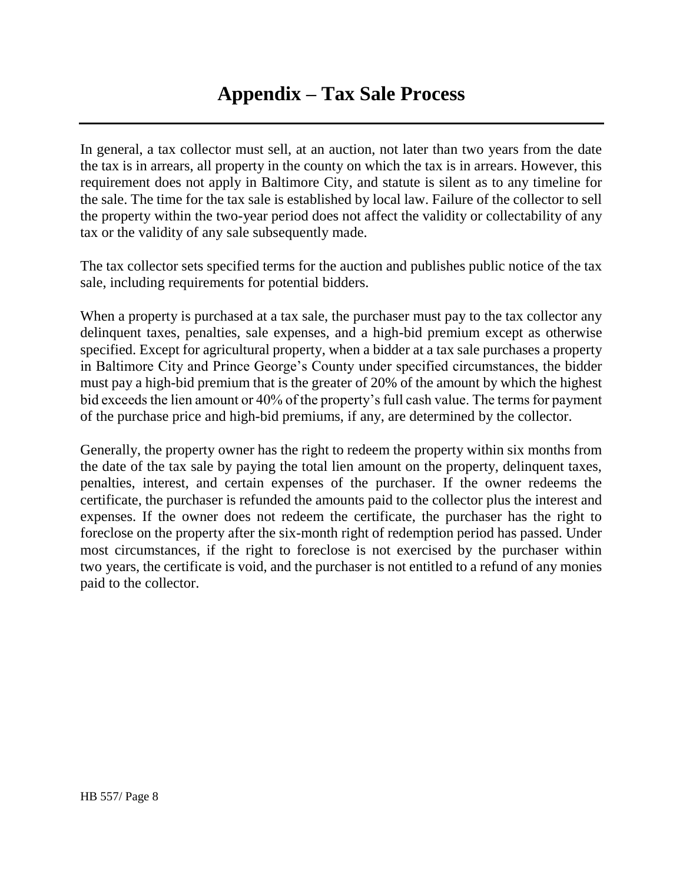# Appendix – Tax Sale Process

In general, a tax collector must sell, at an auction, not later than two years from the date the tax is in arrears, all property in the county on which the tax is in arrears. However, this requirement does not apply in Baltimore City, and statute is silent as to any timeline for the sale. The time for the tax sale is established by local law. Failure of the collector to sell the property within the two-year period does not affect the validity or collectability of any tax or the validity of any sale subsequently made.

The tax collector sets specified terms for the auction and publishes public notice of the tax sale, including requirements for potential bidders.

When a property is purchased at a tax sale, the purchaser must pay to the tax collector any delinquent taxes, penalties, sale expenses, and a high-bid premium except as otherwise specified. Except for agricultural property, when a bidder at a tax sale purchases a property in Baltimore City and Prince George's County under specified circumstances, the bidder must pay a high-bid premium that is the greater of 20% of the amount by which the highest bid exceeds the lien amount or 40% of the property's full cash value. The terms for payment of the purchase price and high-bid premiums, if any, are determined by the collector.

Generally, the property owner has the right to redeem the property within six months from the date of the tax sale by paying the total lien amount on the property, delinquent taxes, penalties, interest, and certain expenses of the purchaser. If the owner redeems the certificate, the purchaser is refunded the amounts paid to the collector plus the interest and expenses. If the owner does not redeem the certificate, the purchaser has the right to foreclose on the property after the six-month right of redemption period has passed. Under most circumstances, if the right to foreclose is not exercised by the purchaser within two years, the certificate is void, and the purchaser is not entitled to a refund of any monies paid to the collector.